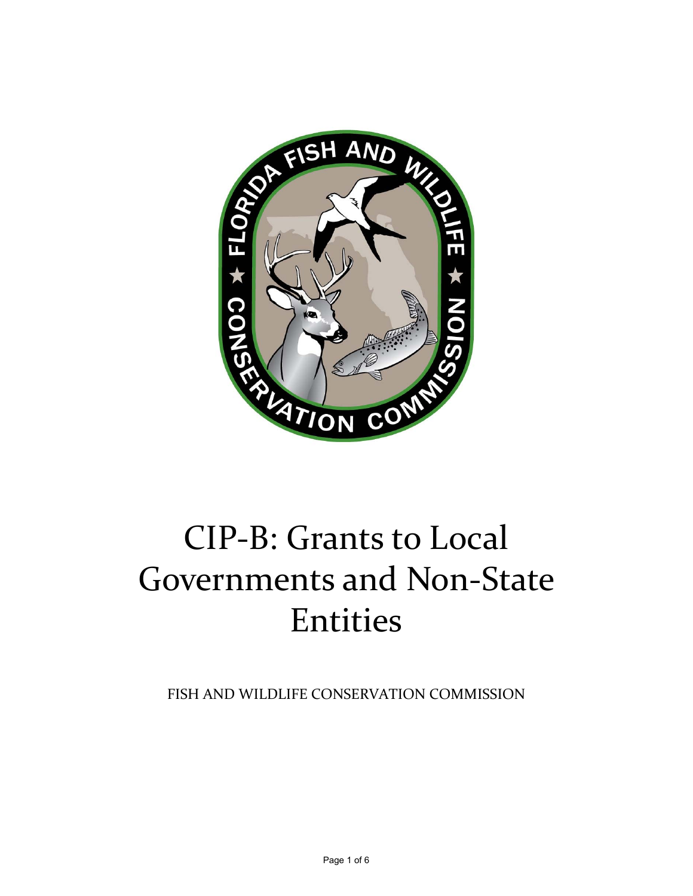# CIP-B: Grants to Local Governments and Non-State Entities

FISH AND WILDLIFE CONSERVATION COMMISSION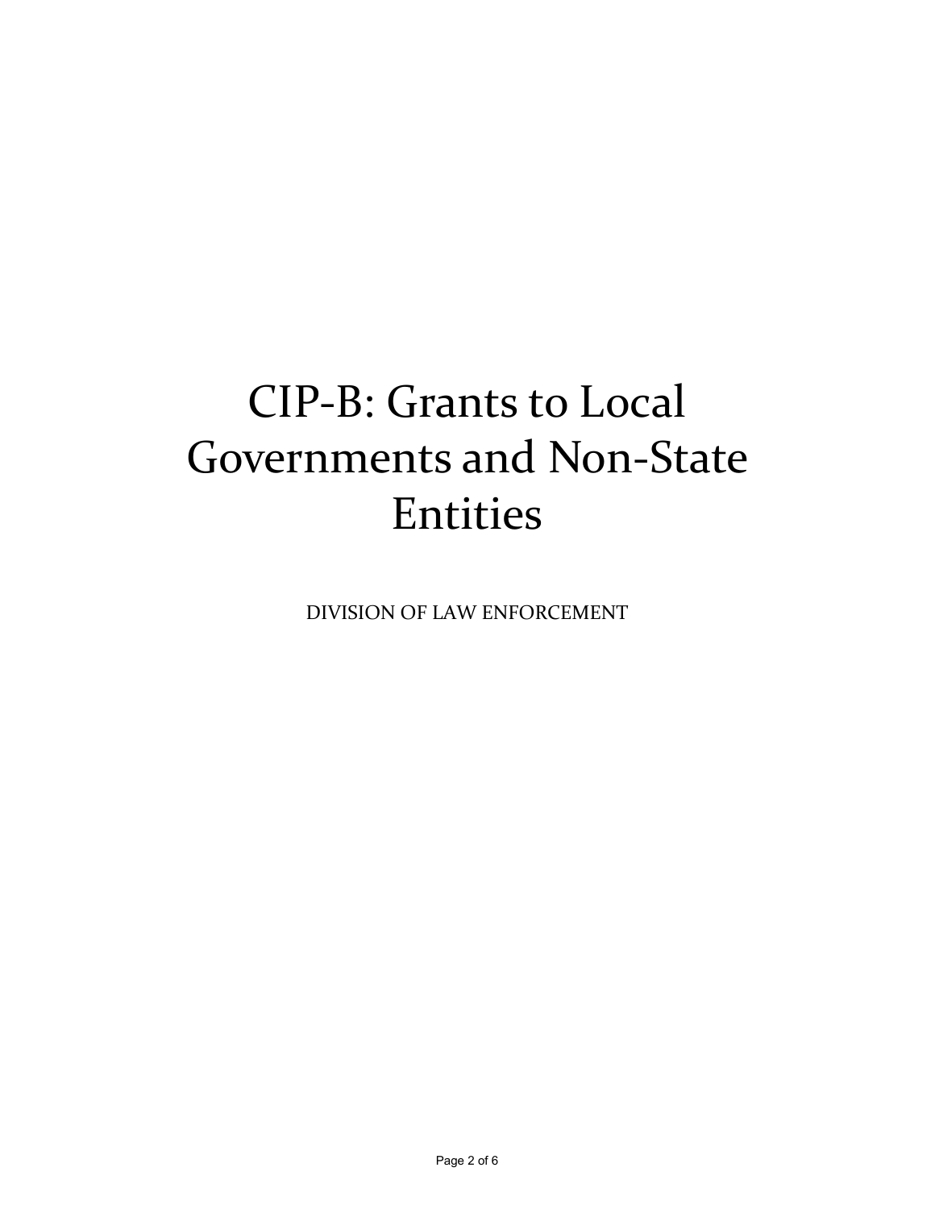# CIP-B: Grants to Local Governments and Non-State Entities

DIVISION OF LAW ENFORCEMENT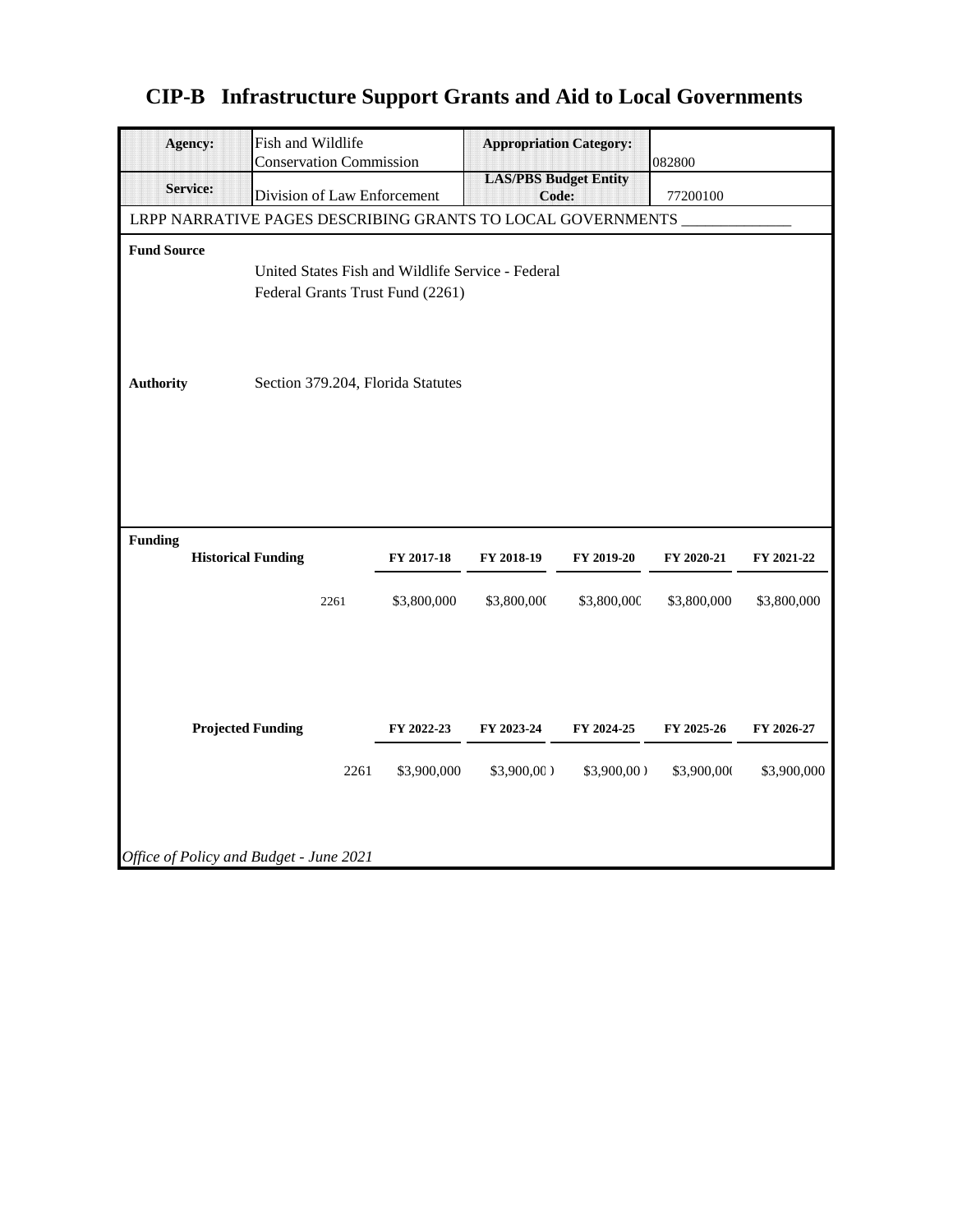# CIP-B Infrastructure Support Grants and Aid to Local Governments

| **Agency:** | Fish and Wildlife Conservation Commission | **Appropriation Category:** | 082800 |
|---|---|---|---|
| **Service:** | Division of Law Enforcement | **LAS/PBS Budget Entity Code:** | 77200100 |

LRPP NARRATIVE PAGES DESCRIBING GRANTS TO LOCAL GOVERNMENTS ______________

**Fund Source**

United States Fish and Wildlife Service - Federal
Federal Grants Trust Fund (2261)

**Authority** Section 379.204, Florida Statutes

**Funding**

| **Historical Funding** | **FY 2017-18** | **FY 2018-19** | **FY 2019-20** | **FY 2020-21** | **FY 2021-22** |
|---|---|---|---|---|---|
| 2261 | $3,800,000 | $3,800,000 | $3,800,000 | $3,800,000 | $3,800,000 |

| **Projected Funding** | **FY 2022-23** | **FY 2023-24** | **FY 2024-25** | **FY 2025-26** | **FY 2026-27** |
|---|---|---|---|---|---|
| 2261 | $3,900,000 | $3,900,000 | $3,900,000 | $3,900,000 | $3,900,000 |

*Office of Policy and Budget - June 2021*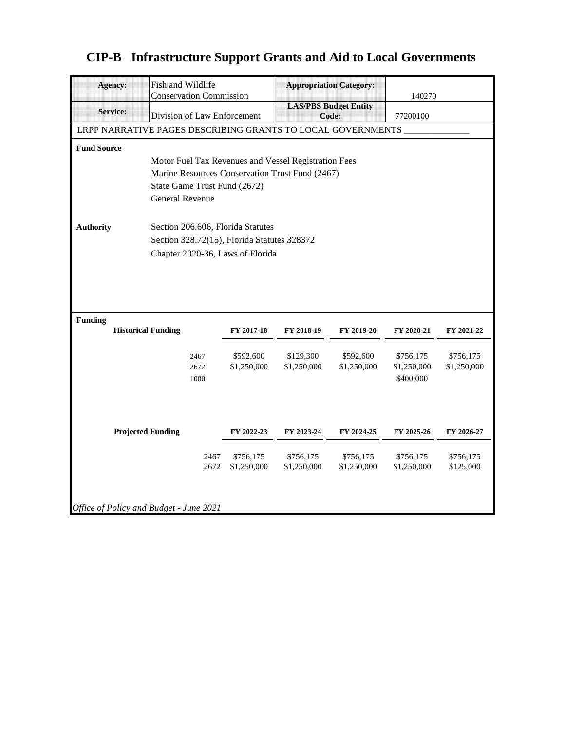# CIP-B Infrastructure Support Grants and Aid to Local Governments

| **Agency:** | Fish and Wildlife Conservation Commission | **Appropriation Category:** | 140270 |
|---|---|---|---|
| **Service:** | Division of Law Enforcement | **LAS/PBS Budget Entity Code:** | 77200100 |

LRPP NARRATIVE PAGES DESCRIBING GRANTS TO LOCAL GOVERNMENTS ______________

**Fund Source**

Motor Fuel Tax Revenues and Vessel Registration Fees
Marine Resources Conservation Trust Fund (2467)
State Game Trust Fund (2672)
General Revenue

**Authority**

Section 206.606, Florida Statutes
Section 328.72(15), Florida Statutes 328372
Chapter 2020-36, Laws of Florida

**Funding**

| **Historical Funding** | **FY 2017-18** | **FY 2018-19** | **FY 2019-20** | **FY 2020-21** | **FY 2021-22** |
|---|---|---|---|---|---|
| 2467 | $592,600 | $129,300 | $592,600 | $756,175 | $756,175 |
| 2672 | $1,250,000 | $1,250,000 | $1,250,000 | $1,250,000 | $1,250,000 |
| 1000 | | | | $400,000 | |

| **Projected Funding** | **FY 2022-23** | **FY 2023-24** | **FY 2024-25** | **FY 2025-26** | **FY 2026-27** |
|---|---|---|---|---|---|
| 2467 | $756,175 | $756,175 | $756,175 | $756,175 | $756,175 |
| 2672 | $1,250,000 | $1,250,000 | $1,250,000 | $1,250,000 | $125,000 |

*Office of Policy and Budget - June 2021*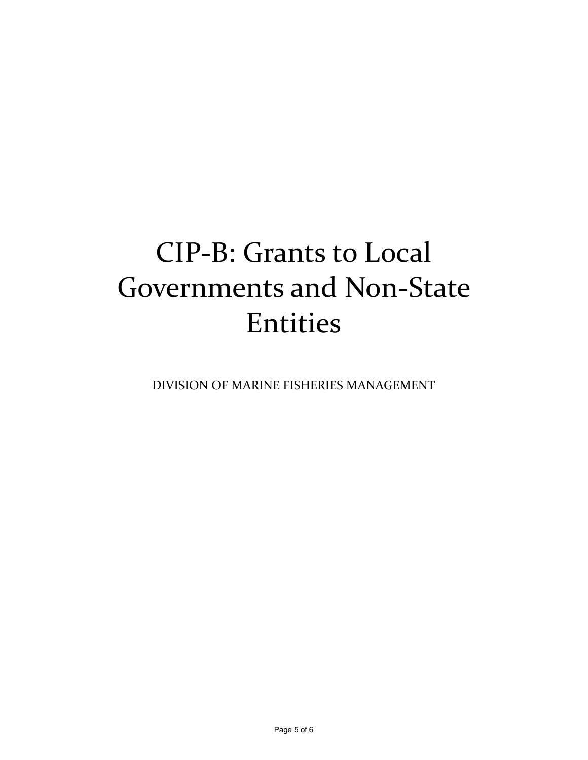# CIP-B: Grants to Local Governments and Non-State Entities

DIVISION OF MARINE FISHERIES MANAGEMENT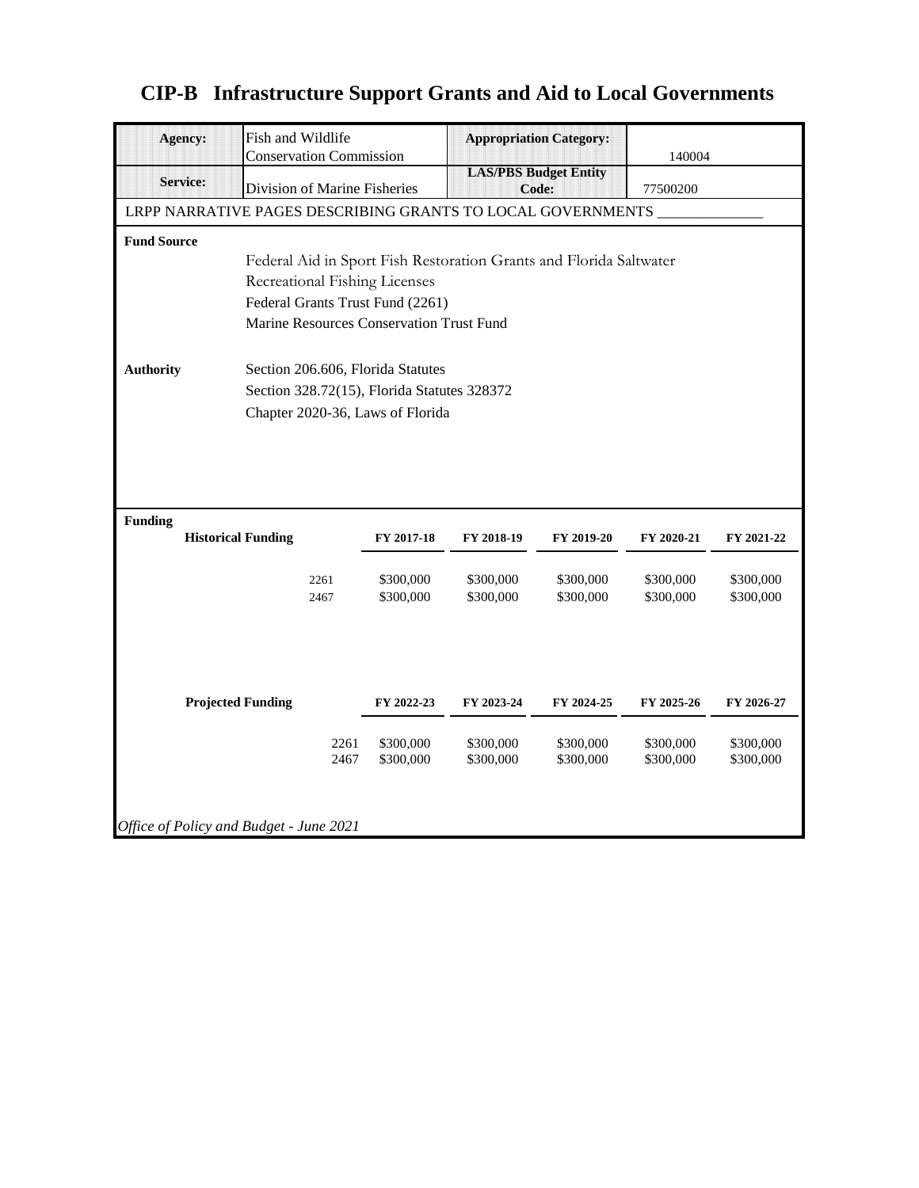# CIP-B Infrastructure Support Grants and Aid to Local Governments

| | | | |
|---|---|---|---|
| **Agency:** | Fish and Wildlife Conservation Commission | **Appropriation Category:** | 140004 |
| **Service:** | Division of Marine Fisheries | **LAS/PBS Budget Entity Code:** | 77500200 |

LRPP NARRATIVE PAGES DESCRIBING GRANTS TO LOCAL GOVERNMENTS ______________

**Fund Source**

Federal Aid in Sport Fish Restoration Grants and Florida Saltwater Recreational Fishing Licenses
Federal Grants Trust Fund (2261)
Marine Resources Conservation Trust Fund

**Authority**

Section 206.606, Florida Statutes
Section 328.72(15), Florida Statutes 328372
Chapter 2020-36, Laws of Florida

**Funding**

| **Historical Funding** | **FY 2017-18** | **FY 2018-19** | **FY 2019-20** | **FY 2020-21** | **FY 2021-22** |
|---|---|---|---|---|---|
| 2261 | $300,000 | $300,000 | $300,000 | $300,000 | $300,000 |
| 2467 | $300,000 | $300,000 | $300,000 | $300,000 | $300,000 |

| **Projected Funding** | **FY 2022-23** | **FY 2023-24** | **FY 2024-25** | **FY 2025-26** | **FY 2026-27** |
|---|---|---|---|---|---|
| 2261 | $300,000 | $300,000 | $300,000 | $300,000 | $300,000 |
| 2467 | $300,000 | $300,000 | $300,000 | $300,000 | $300,000 |

*Office of Policy and Budget - June 2021*